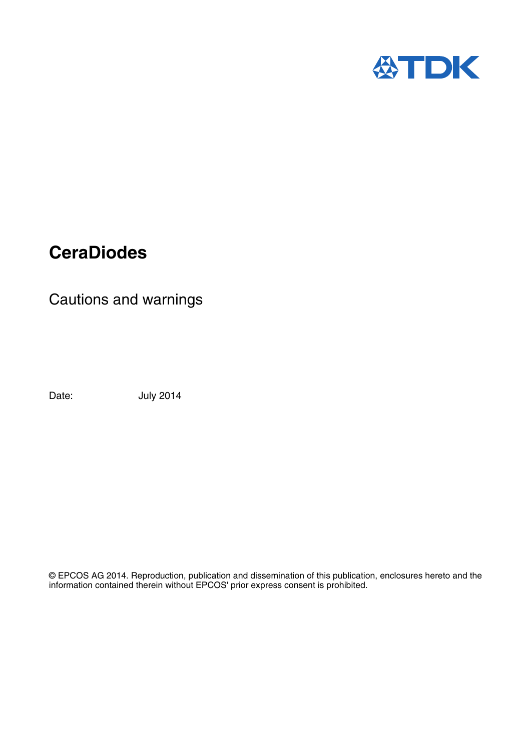# CeraDiodes

## Cautions and warnings

Date: July 2014

© EPCOS AG 2014. Reproduction, publication and dissemination of this publication, enclosures hereto and the information contained therein without EPCOS' prior express consent is prohibited.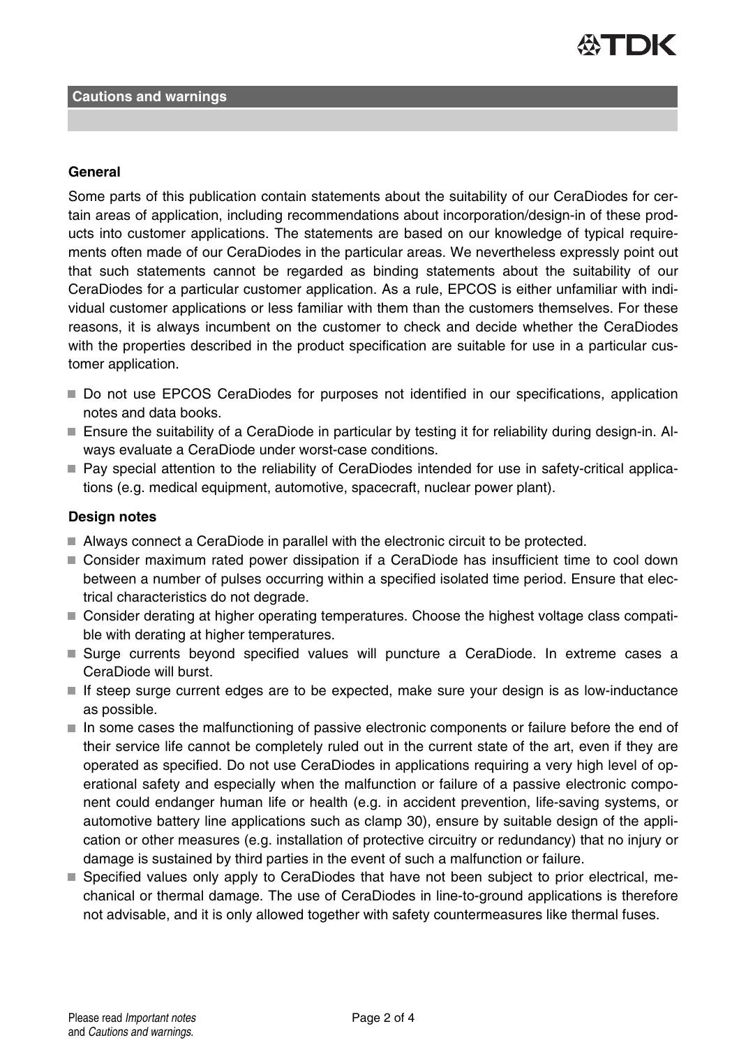## Cautions and warnings

### General

Some parts of this publication contain statements about the suitability of our CeraDiodes for certain areas of application, including recommendations about incorporation/design-in of these products into customer applications. The statements are based on our knowledge of typical requirements often made of our CeraDiodes in the particular areas. We nevertheless expressly point out that such statements cannot be regarded as binding statements about the suitability of our CeraDiodes for a particular customer application. As a rule, EPCOS is either unfamiliar with individual customer applications or less familiar with them than the customers themselves. For these reasons, it is always incumbent on the customer to check and decide whether the CeraDiodes with the properties described in the product specification are suitable for use in a particular customer application.

- Do not use EPCOS CeraDiodes for purposes not identified in our specifications, application notes and data books.
- Ensure the suitability of a CeraDiode in particular by testing it for reliability during design-in. Always evaluate a CeraDiode under worst-case conditions.
- Pay special attention to the reliability of CeraDiodes intended for use in safety-critical applications (e.g. medical equipment, automotive, spacecraft, nuclear power plant).

### Design notes

- Always connect a CeraDiode in parallel with the electronic circuit to be protected.
- Consider maximum rated power dissipation if a CeraDiode has insufficient time to cool down between a number of pulses occurring within a specified isolated time period. Ensure that electrical characteristics do not degrade.
- Consider derating at higher operating temperatures. Choose the highest voltage class compatible with derating at higher temperatures.
- Surge currents beyond specified values will puncture a CeraDiode. In extreme cases a CeraDiode will burst.
- If steep surge current edges are to be expected, make sure your design is as low-inductance as possible.
- In some cases the malfunctioning of passive electronic components or failure before the end of their service life cannot be completely ruled out in the current state of the art, even if they are operated as specified. Do not use CeraDiodes in applications requiring a very high level of operational safety and especially when the malfunction or failure of a passive electronic component could endanger human life or health (e.g. in accident prevention, life-saving systems, or automotive battery line applications such as clamp 30), ensure by suitable design of the application or other measures (e.g. installation of protective circuitry or redundancy) that no injury or damage is sustained by third parties in the event of such a malfunction or failure.
- Specified values only apply to CeraDiodes that have not been subject to prior electrical, mechanical or thermal damage. The use of CeraDiodes in line-to-ground applications is therefore not advisable, and it is only allowed together with safety countermeasures like thermal fuses.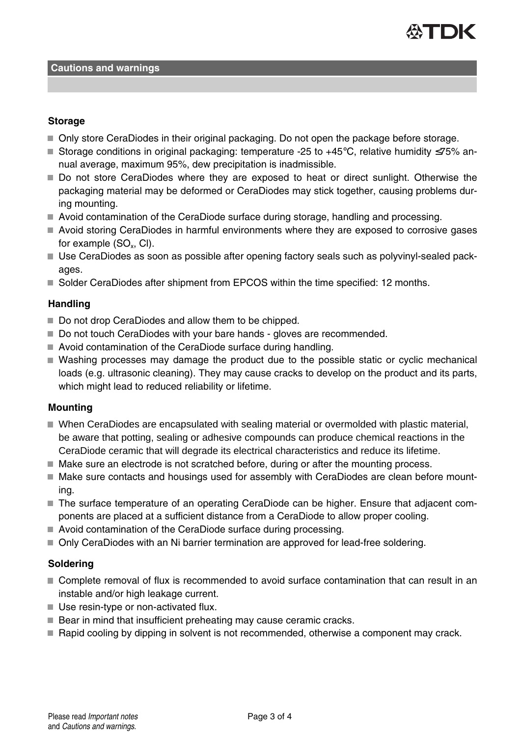## Cautions and warnings

### Storage

- Only store CeraDiodes in their original packaging. Do not open the package before storage.
- Storage conditions in original packaging: temperature -25 to +45°C, relative humidity ≤75% annual average, maximum 95%, dew precipitation is inadmissible.
- Do not store CeraDiodes where they are exposed to heat or direct sunlight. Otherwise the packaging material may be deformed or CeraDiodes may stick together, causing problems during mounting.
- Avoid contamination of the CeraDiode surface during storage, handling and processing.
- Avoid storing CeraDiodes in harmful environments where they are exposed to corrosive gases for example ($SO_x$, Cl).
- Use CeraDiodes as soon as possible after opening factory seals such as polyvinyl-sealed packages.
- Solder CeraDiodes after shipment from EPCOS within the time specified: 12 months.

### Handling

- Do not drop CeraDiodes and allow them to be chipped.
- Do not touch CeraDiodes with your bare hands - gloves are recommended.
- Avoid contamination of the CeraDiode surface during handling.
- Washing processes may damage the product due to the possible static or cyclic mechanical loads (e.g. ultrasonic cleaning). They may cause cracks to develop on the product and its parts, which might lead to reduced reliability or lifetime.

### Mounting

- When CeraDiodes are encapsulated with sealing material or overmolded with plastic material, be aware that potting, sealing or adhesive compounds can produce chemical reactions in the CeraDiode ceramic that will degrade its electrical characteristics and reduce its lifetime.
- Make sure an electrode is not scratched before, during or after the mounting process.
- Make sure contacts and housings used for assembly with CeraDiodes are clean before mounting.
- The surface temperature of an operating CeraDiode can be higher. Ensure that adjacent components are placed at a sufficient distance from a CeraDiode to allow proper cooling.
- Avoid contamination of the CeraDiode surface during processing.
- Only CeraDiodes with an Ni barrier termination are approved for lead-free soldering.

### Soldering

- Complete removal of flux is recommended to avoid surface contamination that can result in an instable and/or high leakage current.
- Use resin-type or non-activated flux.
- Bear in mind that insufficient preheating may cause ceramic cracks.
- Rapid cooling by dipping in solvent is not recommended, otherwise a component may crack.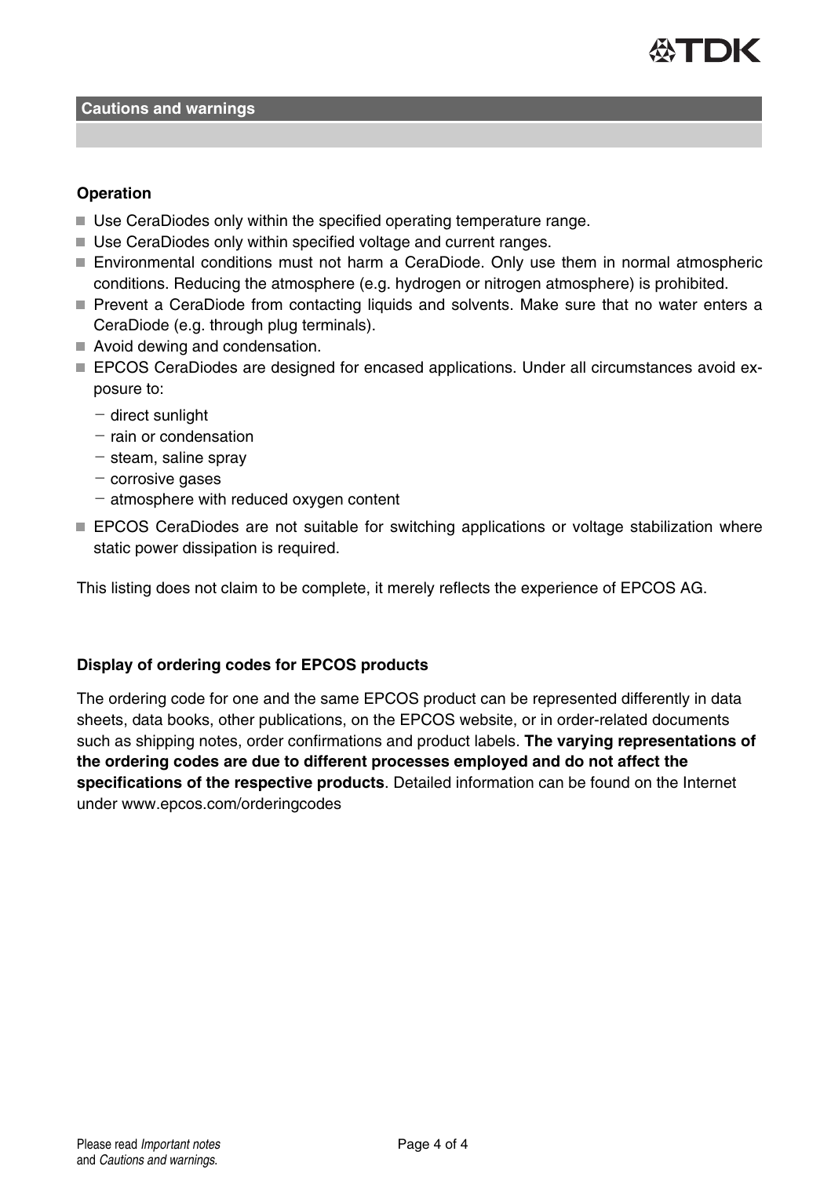## Cautions and warnings

### Operation

- Use CeraDiodes only within the specified operating temperature range.
- Use CeraDiodes only within specified voltage and current ranges.
- Environmental conditions must not harm a CeraDiode. Only use them in normal atmospheric conditions. Reducing the atmosphere (e.g. hydrogen or nitrogen atmosphere) is prohibited.
- Prevent a CeraDiode from contacting liquids and solvents. Make sure that no water enters a CeraDiode (e.g. through plug terminals).
- Avoid dewing and condensation.
- EPCOS CeraDiodes are designed for encased applications. Under all circumstances avoid exposure to:
  - direct sunlight
  - rain or condensation
  - steam, saline spray
  - corrosive gases
  - atmosphere with reduced oxygen content
- EPCOS CeraDiodes are not suitable for switching applications or voltage stabilization where static power dissipation is required.

This listing does not claim to be complete, it merely reflects the experience of EPCOS AG.

### Display of ordering codes for EPCOS products

The ordering code for one and the same EPCOS product can be represented differently in data sheets, data books, other publications, on the EPCOS website, or in order-related documents such as shipping notes, order confirmations and product labels. **The varying representations of the ordering codes are due to different processes employed and do not affect the specifications of the respective products**. Detailed information can be found on the Internet under www.epcos.com/orderingcodes